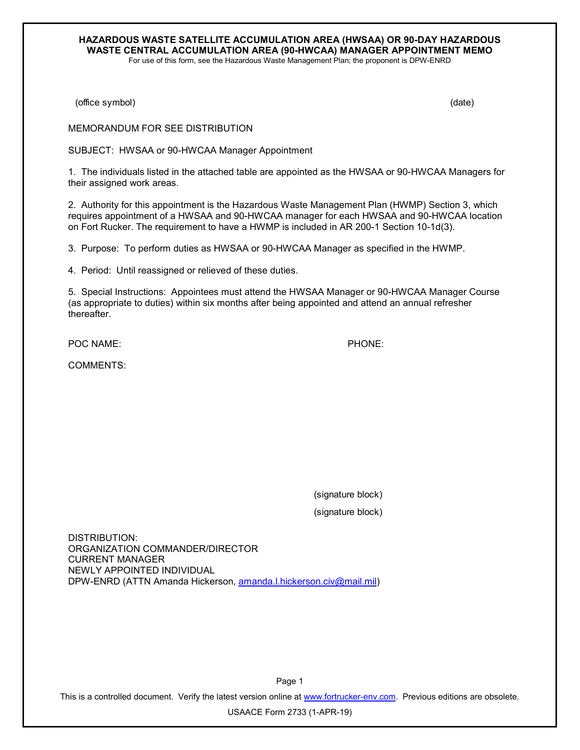# HAZARDOUS WASTE SATELLITE ACCUMULATION AREA (HWSAA) OR 90-DAY HAZARDOUS WASTE CENTRAL ACCUMULATION AREA (90-HWCAA) MANAGER APPOINTMENT MEMO

For use of this form, see the Hazardous Waste Management Plan; the proponent is DPW-ENRD

(office symbol) (date)

MEMORANDUM FOR SEE DISTRIBUTION

SUBJECT: HWSAA or 90-HWCAA Manager Appointment

1. The individuals listed in the attached table are appointed as the HWSAA or 90-HWCAA Managers for their assigned work areas.

2. Authority for this appointment is the Hazardous Waste Management Plan (HWMP) Section 3, which requires appointment of a HWSAA and 90-HWCAA manager for each HWSAA and 90-HWCAA location on Fort Rucker. The requirement to have a HWMP is included in AR 200-1 Section 10-1d(3).

3. Purpose: To perform duties as HWSAA or 90-HWCAA Manager as specified in the HWMP.

4. Period: Until reassigned or relieved of these duties.

5. Special Instructions: Appointees must attend the HWSAA Manager or 90-HWCAA Manager Course (as appropriate to duties) within six months after being appointed and attend an annual refresher thereafter.

POC NAME: PHONE:

COMMENTS:

(signature block)

(signature block)

DISTRIBUTION:
ORGANIZATION COMMANDER/DIRECTOR
CURRENT MANAGER
NEWLY APPOINTED INDIVIDUAL
DPW-ENRD (ATTN Amanda Hickerson, amanda.l.hickerson.civ@mail.mil)

This is a controlled document. Verify the latest version online at www.fortrucker-env.com. Previous editions are obsolete.

USAACE Form 2733 (1-APR-19)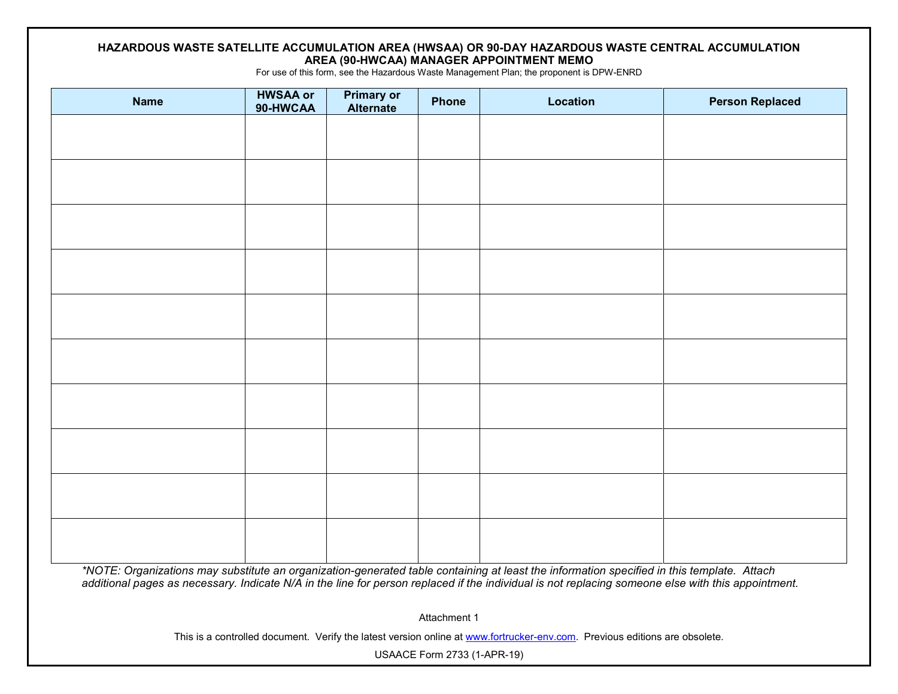**HAZARDOUS WASTE SATELLITE ACCUMULATION AREA (HWSAA) OR 90-DAY HAZARDOUS WASTE CENTRAL ACCUMULATION AREA (90-HWCAA) MANAGER APPOINTMENT MEMO**

For use of this form, see the Hazardous Waste Management Plan; the proponent is DPW-ENRD

| Name | HWSAA or 90-HWCAA | Primary or Alternate | Phone | Location | Person Replaced |
|---|---|---|---|---|---|
| | | | | | |
| | | | | | |
| | | | | | |
| | | | | | |
| | | | | | |
| | | | | | |
| | | | | | |
| | | | | | |
| | | | | | |
| | | | | | |

*\*NOTE: Organizations may substitute an organization-generated table containing at least the information specified in this template. Attach additional pages as necessary. Indicate N/A in the line for person replaced if the individual is not replacing someone else with this appointment.*

Attachment 1

This is a controlled document. Verify the latest version online at www.fortrucker-env.com. Previous editions are obsolete.

USAACE Form 2733 (1-APR-19)